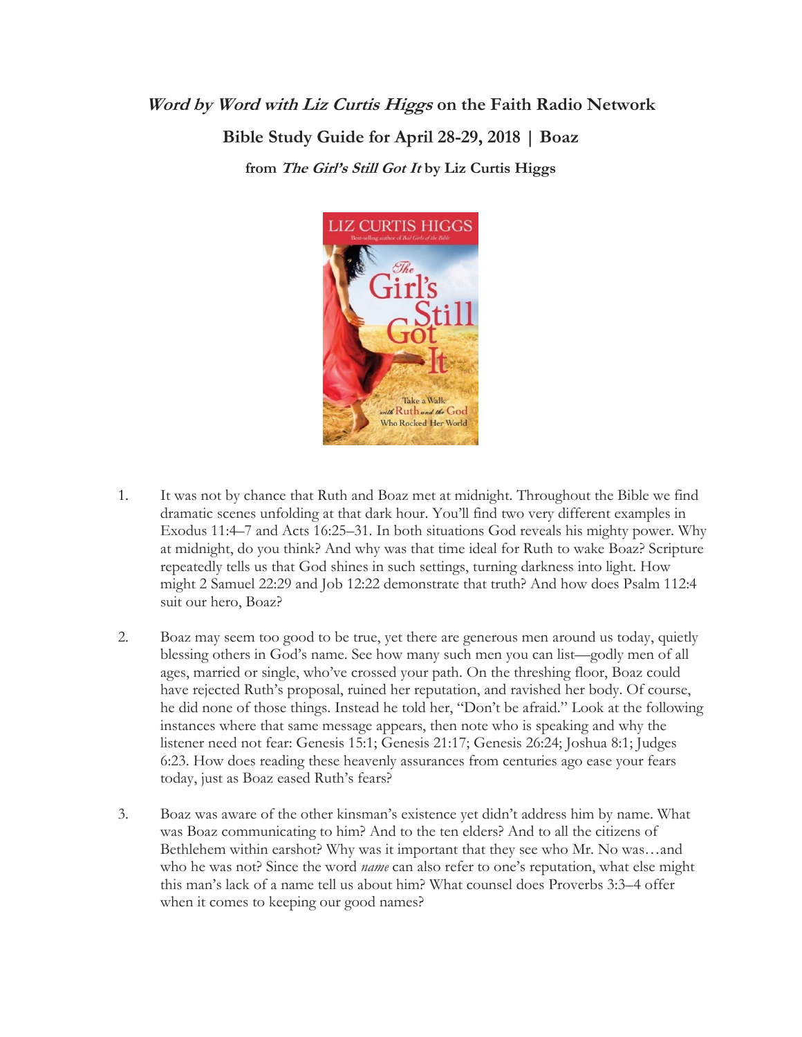***Word by Word with Liz Curtis Higgs*** **on the Faith Radio Network**

**Bible Study Guide for April 28-29, 2018 | Boaz**

**from *The Girl's Still Got It* by Liz Curtis Higgs**

1. It was not by chance that Ruth and Boaz met at midnight. Throughout the Bible we find dramatic scenes unfolding at that dark hour. You'll find two very different examples in Exodus 11:4–7 and Acts 16:25–31. In both situations God reveals his mighty power. Why at midnight, do you think? And why was that time ideal for Ruth to wake Boaz? Scripture repeatedly tells us that God shines in such settings, turning darkness into light. How might 2 Samuel 22:29 and Job 12:22 demonstrate that truth? And how does Psalm 112:4 suit our hero, Boaz?

2. Boaz may seem too good to be true, yet there are generous men around us today, quietly blessing others in God's name. See how many such men you can list—godly men of all ages, married or single, who've crossed your path. On the threshing floor, Boaz could have rejected Ruth's proposal, ruined her reputation, and ravished her body. Of course, he did none of those things. Instead he told her, "Don't be afraid." Look at the following instances where that same message appears, then note who is speaking and why the listener need not fear: Genesis 15:1; Genesis 21:17; Genesis 26:24; Joshua 8:1; Judges 6:23. How does reading these heavenly assurances from centuries ago ease your fears today, just as Boaz eased Ruth's fears?

3. Boaz was aware of the other kinsman's existence yet didn't address him by name. What was Boaz communicating to him? And to the ten elders? And to all the citizens of Bethlehem within earshot? Why was it important that they see who Mr. No was…and who he was not? Since the word *name* can also refer to one's reputation, what else might this man's lack of a name tell us about him? What counsel does Proverbs 3:3–4 offer when it comes to keeping our good names?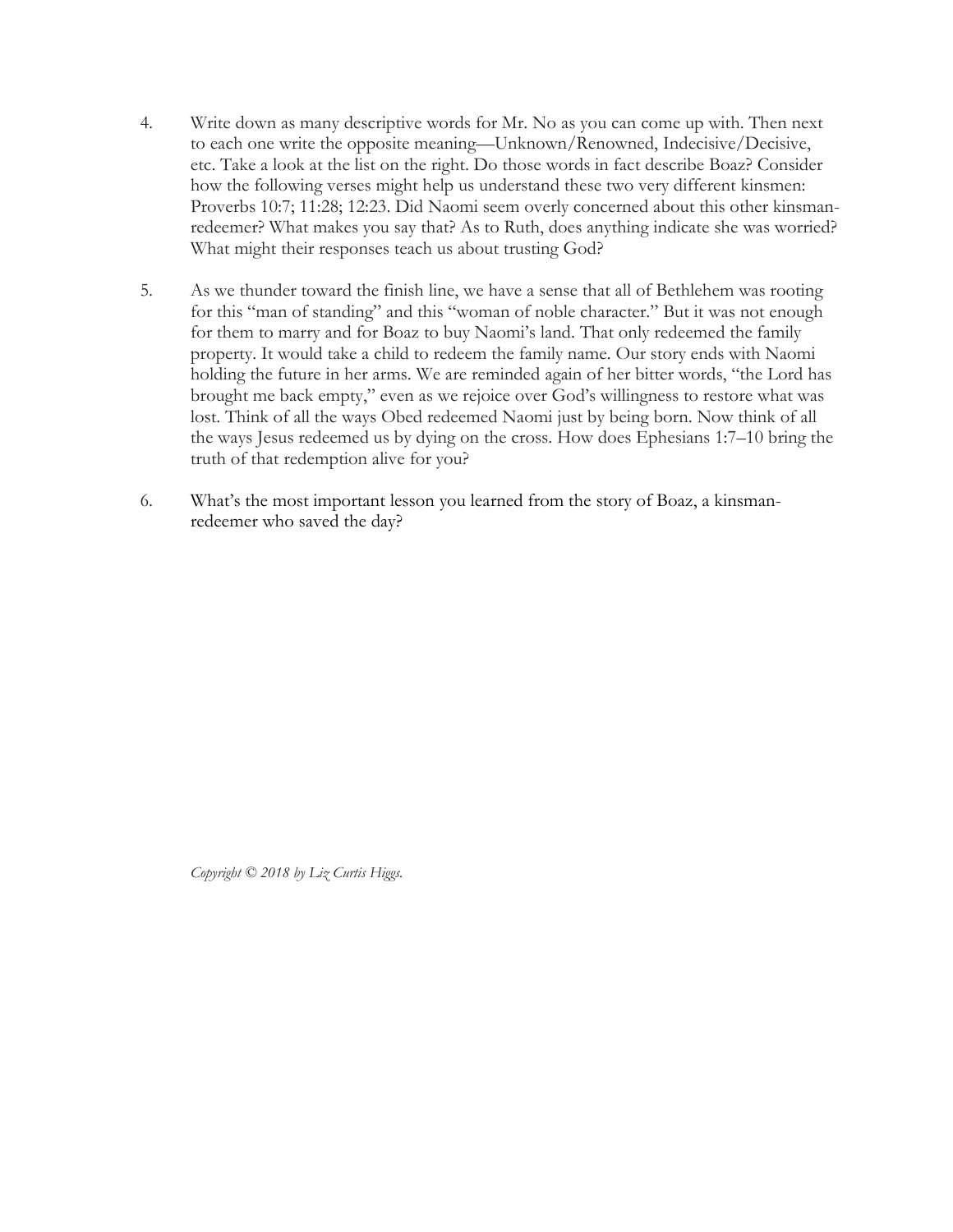4. Write down as many descriptive words for Mr. No as you can come up with. Then next to each one write the opposite meaning—Unknown/Renowned, Indecisive/Decisive, etc. Take a look at the list on the right. Do those words in fact describe Boaz? Consider how the following verses might help us understand these two very different kinsmen: Proverbs 10:7; 11:28; 12:23. Did Naomi seem overly concerned about this other kinsman-redeemer? What makes you say that? As to Ruth, does anything indicate she was worried? What might their responses teach us about trusting God?

5. As we thunder toward the finish line, we have a sense that all of Bethlehem was rooting for this "man of standing" and this "woman of noble character." But it was not enough for them to marry and for Boaz to buy Naomi's land. That only redeemed the family property. It would take a child to redeem the family name. Our story ends with Naomi holding the future in her arms. We are reminded again of her bitter words, "the Lord has brought me back empty," even as we rejoice over God's willingness to restore what was lost. Think of all the ways Obed redeemed Naomi just by being born. Now think of all the ways Jesus redeemed us by dying on the cross. How does Ephesians 1:7–10 bring the truth of that redemption alive for you?

6. What's the most important lesson you learned from the story of Boaz, a kinsman-redeemer who saved the day?

*Copyright © 2018 by Liz Curtis Higgs.*